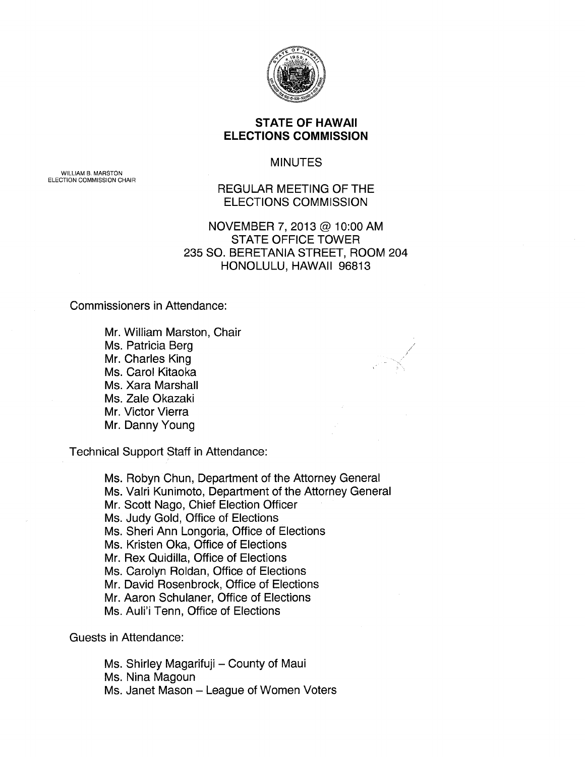# STATE OF HAWAII
# ELECTIONS COMMISSION

WILLIAM B. MARSTON
ELECTION COMMISSION CHAIR

## MINUTES

## REGULAR MEETING OF THE ELECTIONS COMMISSION

NOVEMBER 7, 2013 @ 10:00 AM
STATE OFFICE TOWER
235 SO. BERETANIA STREET, ROOM 204
HONOLULU, HAWAII 96813

Commissioners in Attendance:

- Mr. William Marston, Chair
- Ms. Patricia Berg
- Mr. Charles King
- Ms. Carol Kitaoka
- Ms. Xara Marshall
- Ms. Zale Okazaki
- Mr. Victor Vierra
- Mr. Danny Young

Technical Support Staff in Attendance:

- Ms. Robyn Chun, Department of the Attorney General
- Ms. Valri Kunimoto, Department of the Attorney General
- Mr. Scott Nago, Chief Election Officer
- Ms. Judy Gold, Office of Elections
- Ms. Sheri Ann Longoria, Office of Elections
- Ms. Kristen Oka, Office of Elections
- Mr. Rex Quidilla, Office of Elections
- Ms. Carolyn Roldan, Office of Elections
- Mr. David Rosenbrock, Office of Elections
- Mr. Aaron Schulaner, Office of Elections
- Ms. Auli'i Tenn, Office of Elections

Guests in Attendance:

- Ms. Shirley Magarifuji – County of Maui
- Ms. Nina Magoun
- Ms. Janet Mason – League of Women Voters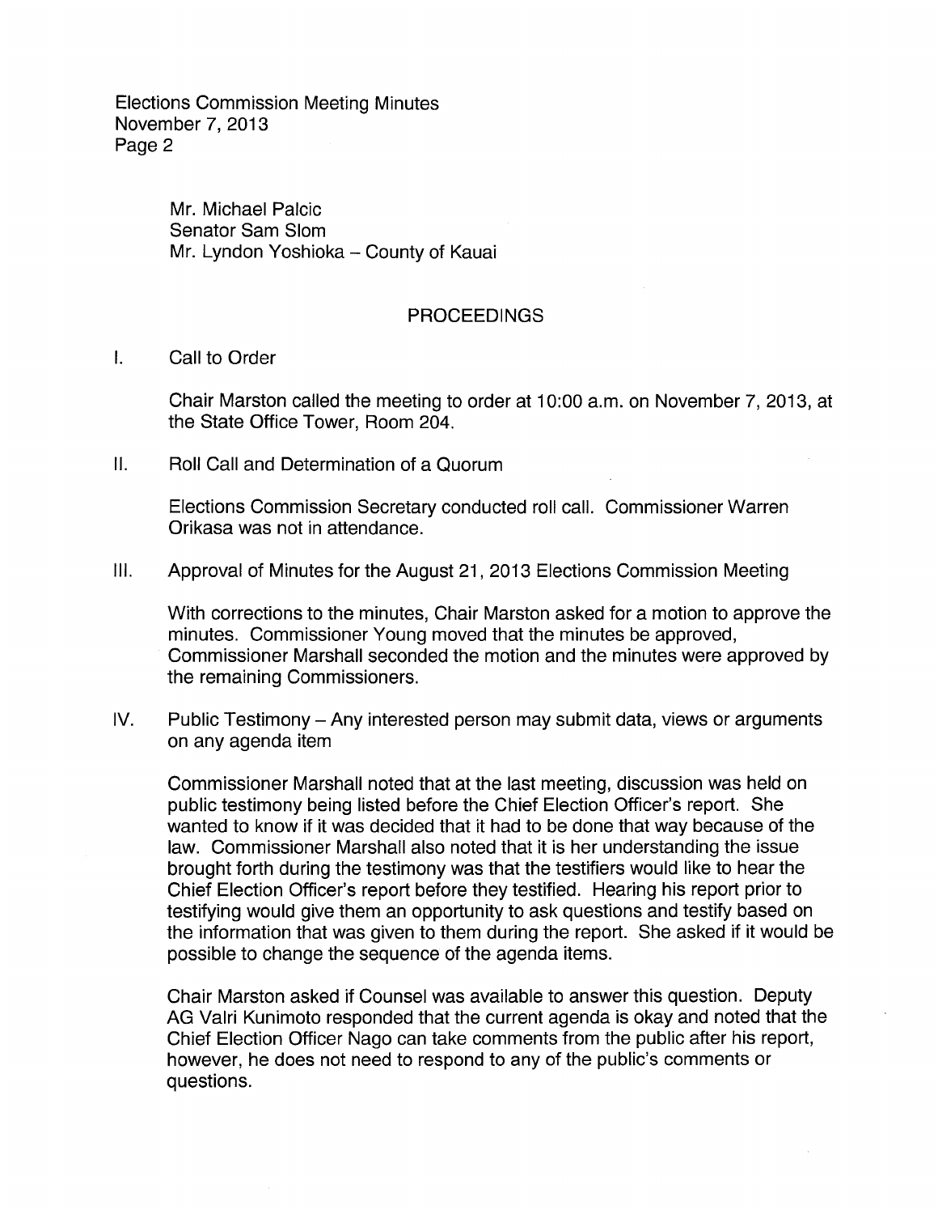Mr. Michael Palcic
Senator Sam Slom
Mr. Lyndon Yoshioka – County of Kauai

## PROCEEDINGS

I. Call to Order

Chair Marston called the meeting to order at 10:00 a.m. on November 7, 2013, at the State Office Tower, Room 204.

II. Roll Call and Determination of a Quorum

Elections Commission Secretary conducted roll call. Commissioner Warren Orikasa was not in attendance.

III. Approval of Minutes for the August 21, 2013 Elections Commission Meeting

With corrections to the minutes, Chair Marston asked for a motion to approve the minutes. Commissioner Young moved that the minutes be approved, Commissioner Marshall seconded the motion and the minutes were approved by the remaining Commissioners.

IV. Public Testimony – Any interested person may submit data, views or arguments on any agenda item

Commissioner Marshall noted that at the last meeting, discussion was held on public testimony being listed before the Chief Election Officer's report. She wanted to know if it was decided that it had to be done that way because of the law. Commissioner Marshall also noted that it is her understanding the issue brought forth during the testimony was that the testifiers would like to hear the Chief Election Officer's report before they testified. Hearing his report prior to testifying would give them an opportunity to ask questions and testify based on the information that was given to them during the report. She asked if it would be possible to change the sequence of the agenda items.

Chair Marston asked if Counsel was available to answer this question. Deputy AG Valri Kunimoto responded that the current agenda is okay and noted that the Chief Election Officer Nago can take comments from the public after his report, however, he does not need to respond to any of the public's comments or questions.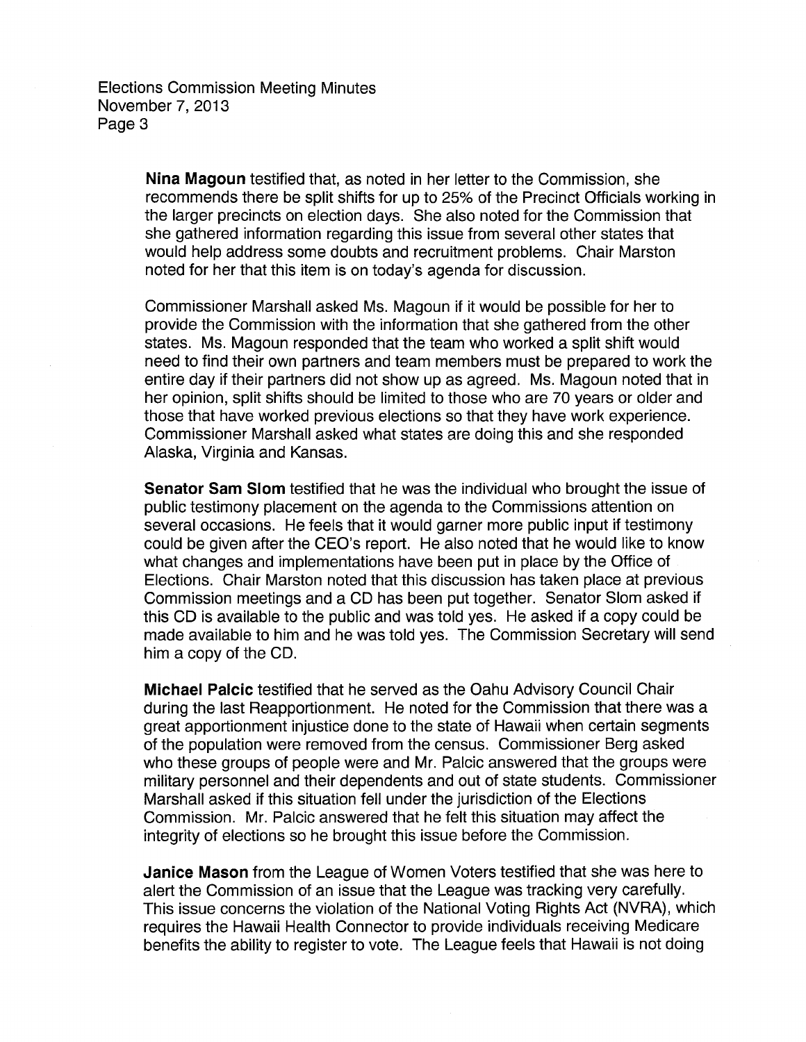**Nina Magoun** testified that, as noted in her letter to the Commission, she recommends there be split shifts for up to 25% of the Precinct Officials working in the larger precincts on election days. She also noted for the Commission that she gathered information regarding this issue from several other states that would help address some doubts and recruitment problems. Chair Marston noted for her that this item is on today's agenda for discussion.

Commissioner Marshall asked Ms. Magoun if it would be possible for her to provide the Commission with the information that she gathered from the other states. Ms. Magoun responded that the team who worked a split shift would need to find their own partners and team members must be prepared to work the entire day if their partners did not show up as agreed. Ms. Magoun noted that in her opinion, split shifts should be limited to those who are 70 years or older and those that have worked previous elections so that they have work experience. Commissioner Marshall asked what states are doing this and she responded Alaska, Virginia and Kansas.

**Senator Sam Slom** testified that he was the individual who brought the issue of public testimony placement on the agenda to the Commissions attention on several occasions. He feels that it would garner more public input if testimony could be given after the CEO's report. He also noted that he would like to know what changes and implementations have been put in place by the Office of Elections. Chair Marston noted that this discussion has taken place at previous Commission meetings and a CD has been put together. Senator Slom asked if this CD is available to the public and was told yes. He asked if a copy could be made available to him and he was told yes. The Commission Secretary will send him a copy of the CD.

**Michael Palcic** testified that he served as the Oahu Advisory Council Chair during the last Reapportionment. He noted for the Commission that there was a great apportionment injustice done to the state of Hawaii when certain segments of the population were removed from the census. Commissioner Berg asked who these groups of people were and Mr. Palcic answered that the groups were military personnel and their dependents and out of state students. Commissioner Marshall asked if this situation fell under the jurisdiction of the Elections Commission. Mr. Palcic answered that he felt this situation may affect the integrity of elections so he brought this issue before the Commission.

**Janice Mason** from the League of Women Voters testified that she was here to alert the Commission of an issue that the League was tracking very carefully. This issue concerns the violation of the National Voting Rights Act (NVRA), which requires the Hawaii Health Connector to provide individuals receiving Medicare benefits the ability to register to vote. The League feels that Hawaii is not doing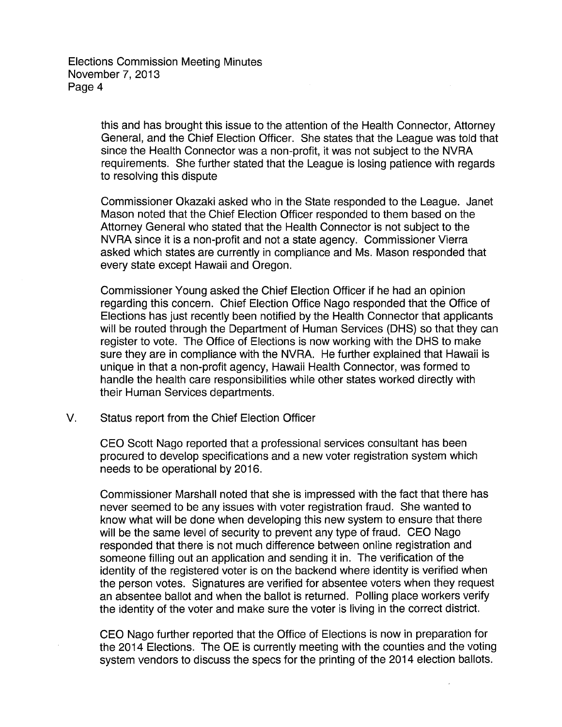this and has brought this issue to the attention of the Health Connector, Attorney General, and the Chief Election Officer. She states that the League was told that since the Health Connector was a non-profit, it was not subject to the NVRA requirements. She further stated that the League is losing patience with regards to resolving this dispute

Commissioner Okazaki asked who in the State responded to the League. Janet Mason noted that the Chief Election Officer responded to them based on the Attorney General who stated that the Health Connector is not subject to the NVRA since it is a non-profit and not a state agency. Commissioner Vierra asked which states are currently in compliance and Ms. Mason responded that every state except Hawaii and Oregon.

Commissioner Young asked the Chief Election Officer if he had an opinion regarding this concern. Chief Election Office Nago responded that the Office of Elections has just recently been notified by the Health Connector that applicants will be routed through the Department of Human Services (DHS) so that they can register to vote. The Office of Elections is now working with the DHS to make sure they are in compliance with the NVRA. He further explained that Hawaii is unique in that a non-profit agency, Hawaii Health Connector, was formed to handle the health care responsibilities while other states worked directly with their Human Services departments.

V. Status report from the Chief Election Officer

CEO Scott Nago reported that a professional services consultant has been procured to develop specifications and a new voter registration system which needs to be operational by 2016.

Commissioner Marshall noted that she is impressed with the fact that there has never seemed to be any issues with voter registration fraud. She wanted to know what will be done when developing this new system to ensure that there will be the same level of security to prevent any type of fraud. CEO Nago responded that there is not much difference between online registration and someone filling out an application and sending it in. The verification of the identity of the registered voter is on the backend where identity is verified when the person votes. Signatures are verified for absentee voters when they request an absentee ballot and when the ballot is returned. Polling place workers verify the identity of the voter and make sure the voter is living in the correct district.

CEO Nago further reported that the Office of Elections is now in preparation for the 2014 Elections. The OE is currently meeting with the counties and the voting system vendors to discuss the specs for the printing of the 2014 election ballots.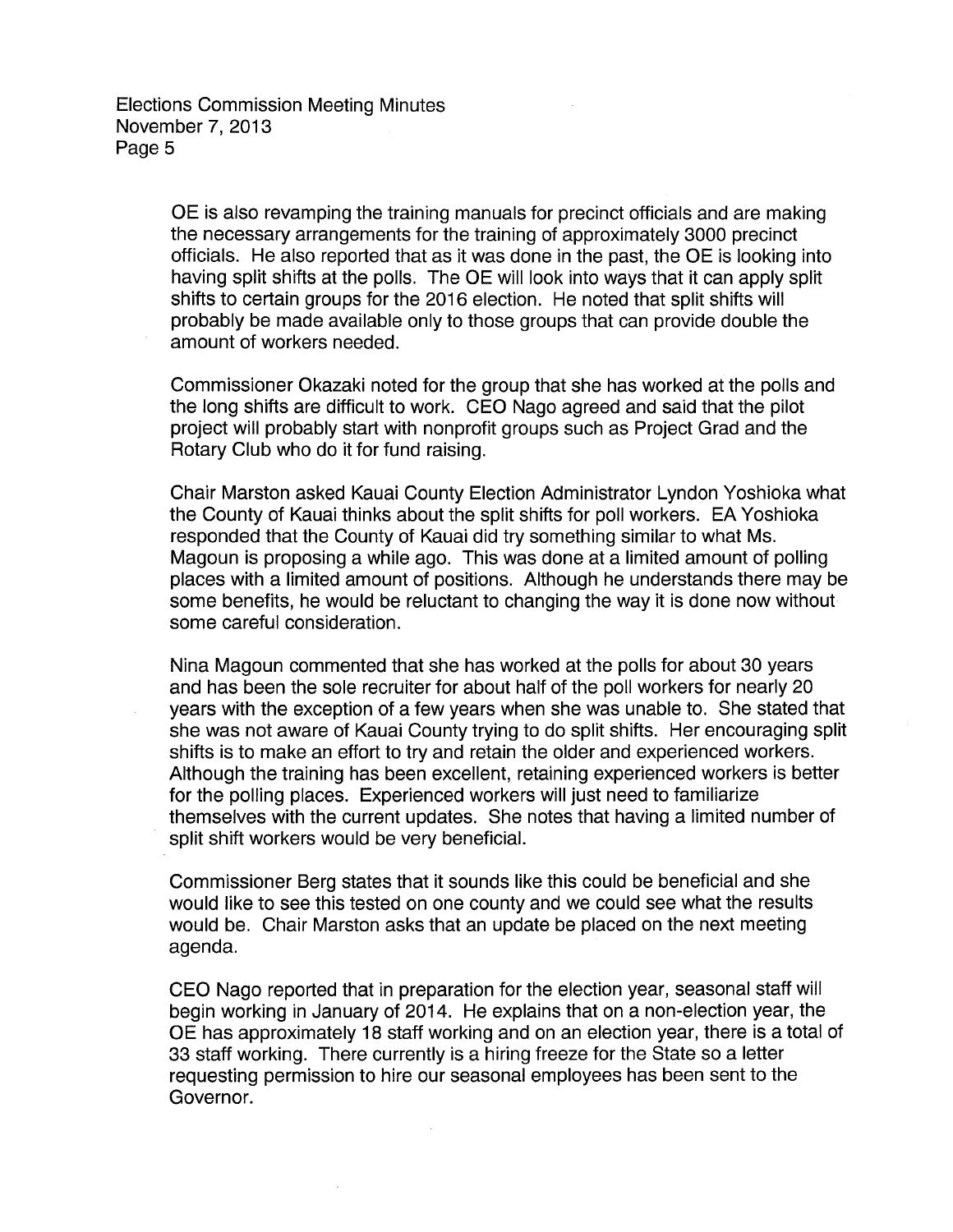OE is also revamping the training manuals for precinct officials and are making the necessary arrangements for the training of approximately 3000 precinct officials. He also reported that as it was done in the past, the OE is looking into having split shifts at the polls. The OE will look into ways that it can apply split shifts to certain groups for the 2016 election. He noted that split shifts will probably be made available only to those groups that can provide double the amount of workers needed.

Commissioner Okazaki noted for the group that she has worked at the polls and the long shifts are difficult to work. CEO Nago agreed and said that the pilot project will probably start with nonprofit groups such as Project Grad and the Rotary Club who do it for fund raising.

Chair Marston asked Kauai County Election Administrator Lyndon Yoshioka what the County of Kauai thinks about the split shifts for poll workers. EA Yoshioka responded that the County of Kauai did try something similar to what Ms. Magoun is proposing a while ago. This was done at a limited amount of polling places with a limited amount of positions. Although he understands there may be some benefits, he would be reluctant to changing the way it is done now without some careful consideration.

Nina Magoun commented that she has worked at the polls for about 30 years and has been the sole recruiter for about half of the poll workers for nearly 20 years with the exception of a few years when she was unable to. She stated that she was not aware of Kauai County trying to do split shifts. Her encouraging split shifts is to make an effort to try and retain the older and experienced workers. Although the training has been excellent, retaining experienced workers is better for the polling places. Experienced workers will just need to familiarize themselves with the current updates. She notes that having a limited number of split shift workers would be very beneficial.

Commissioner Berg states that it sounds like this could be beneficial and she would like to see this tested on one county and we could see what the results would be. Chair Marston asks that an update be placed on the next meeting agenda.

CEO Nago reported that in preparation for the election year, seasonal staff will begin working in January of 2014. He explains that on a non-election year, the OE has approximately 18 staff working and on an election year, there is a total of 33 staff working. There currently is a hiring freeze for the State so a letter requesting permission to hire our seasonal employees has been sent to the Governor.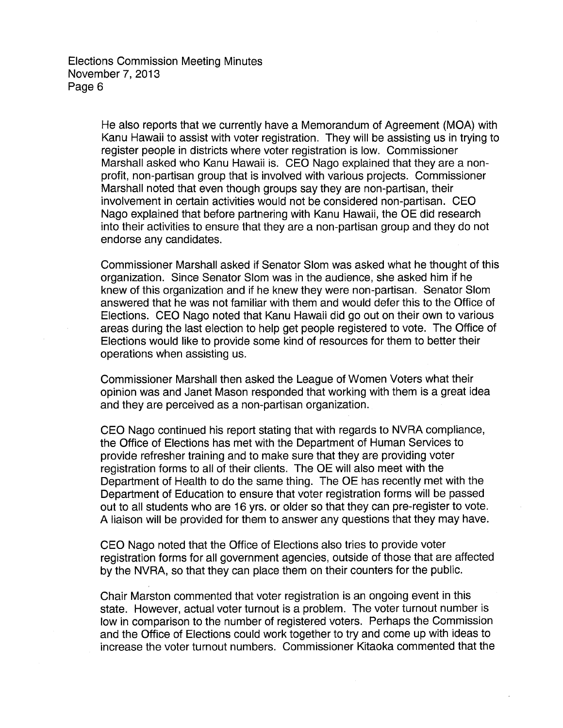He also reports that we currently have a Memorandum of Agreement (MOA) with Kanu Hawaii to assist with voter registration. They will be assisting us in trying to register people in districts where voter registration is low. Commissioner Marshall asked who Kanu Hawaii is. CEO Nago explained that they are a non-profit, non-partisan group that is involved with various projects. Commissioner Marshall noted that even though groups say they are non-partisan, their involvement in certain activities would not be considered non-partisan. CEO Nago explained that before partnering with Kanu Hawaii, the OE did research into their activities to ensure that they are a non-partisan group and they do not endorse any candidates.

Commissioner Marshall asked if Senator Slom was asked what he thought of this organization. Since Senator Slom was in the audience, she asked him if he knew of this organization and if he knew they were non-partisan. Senator Slom answered that he was not familiar with them and would defer this to the Office of Elections. CEO Nago noted that Kanu Hawaii did go out on their own to various areas during the last election to help get people registered to vote. The Office of Elections would like to provide some kind of resources for them to better their operations when assisting us.

Commissioner Marshall then asked the League of Women Voters what their opinion was and Janet Mason responded that working with them is a great idea and they are perceived as a non-partisan organization.

CEO Nago continued his report stating that with regards to NVRA compliance, the Office of Elections has met with the Department of Human Services to provide refresher training and to make sure that they are providing voter registration forms to all of their clients. The OE will also meet with the Department of Health to do the same thing. The OE has recently met with the Department of Education to ensure that voter registration forms will be passed out to all students who are 16 yrs. or older so that they can pre-register to vote. A liaison will be provided for them to answer any questions that they may have.

CEO Nago noted that the Office of Elections also tries to provide voter registration forms for all government agencies, outside of those that are affected by the NVRA, so that they can place them on their counters for the public.

Chair Marston commented that voter registration is an ongoing event in this state. However, actual voter turnout is a problem. The voter turnout number is low in comparison to the number of registered voters. Perhaps the Commission and the Office of Elections could work together to try and come up with ideas to increase the voter turnout numbers. Commissioner Kitaoka commented that the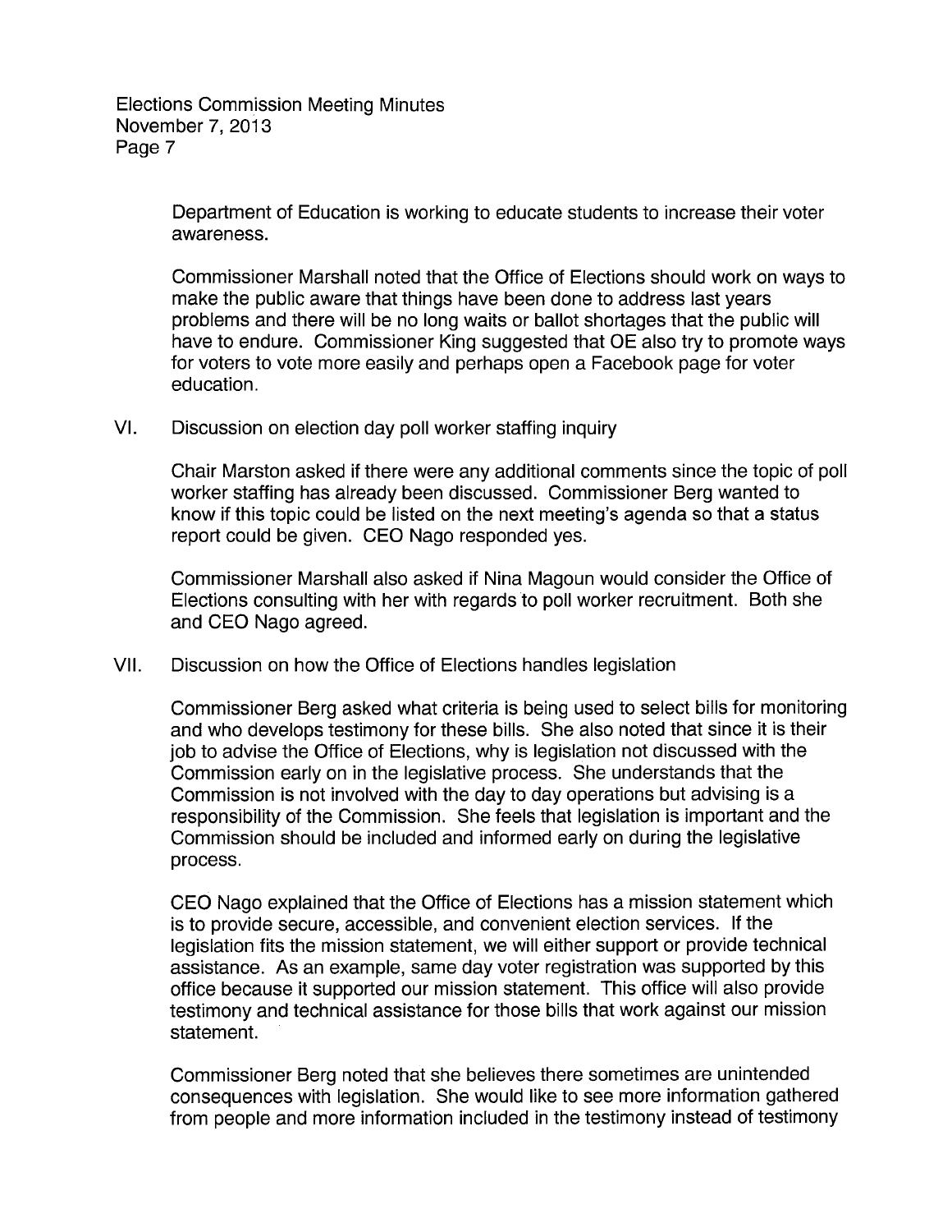Department of Education is working to educate students to increase their voter awareness.

Commissioner Marshall noted that the Office of Elections should work on ways to make the public aware that things have been done to address last years problems and there will be no long waits or ballot shortages that the public will have to endure. Commissioner King suggested that OE also try to promote ways for voters to vote more easily and perhaps open a Facebook page for voter education.

VI. Discussion on election day poll worker staffing inquiry

Chair Marston asked if there were any additional comments since the topic of poll worker staffing has already been discussed. Commissioner Berg wanted to know if this topic could be listed on the next meeting's agenda so that a status report could be given. CEO Nago responded yes.

Commissioner Marshall also asked if Nina Magoun would consider the Office of Elections consulting with her with regards to poll worker recruitment. Both she and CEO Nago agreed.

VII. Discussion on how the Office of Elections handles legislation

Commissioner Berg asked what criteria is being used to select bills for monitoring and who develops testimony for these bills. She also noted that since it is their job to advise the Office of Elections, why is legislation not discussed with the Commission early on in the legislative process. She understands that the Commission is not involved with the day to day operations but advising is a responsibility of the Commission. She feels that legislation is important and the Commission should be included and informed early on during the legislative process.

CEO Nago explained that the Office of Elections has a mission statement which is to provide secure, accessible, and convenient election services. If the legislation fits the mission statement, we will either support or provide technical assistance. As an example, same day voter registration was supported by this office because it supported our mission statement. This office will also provide testimony and technical assistance for those bills that work against our mission statement.

Commissioner Berg noted that she believes there sometimes are unintended consequences with legislation. She would like to see more information gathered from people and more information included in the testimony instead of testimony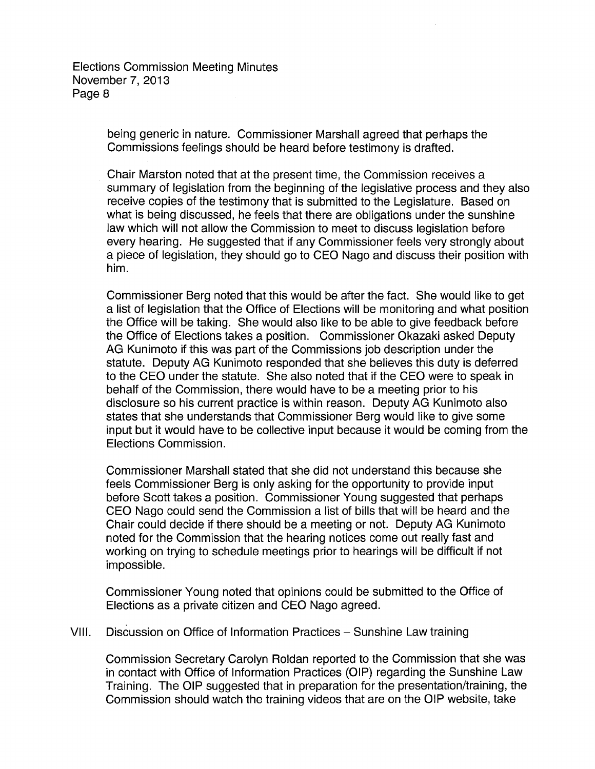being generic in nature. Commissioner Marshall agreed that perhaps the Commissions feelings should be heard before testimony is drafted.

Chair Marston noted that at the present time, the Commission receives a summary of legislation from the beginning of the legislative process and they also receive copies of the testimony that is submitted to the Legislature. Based on what is being discussed, he feels that there are obligations under the sunshine law which will not allow the Commission to meet to discuss legislation before every hearing. He suggested that if any Commissioner feels very strongly about a piece of legislation, they should go to CEO Nago and discuss their position with him.

Commissioner Berg noted that this would be after the fact. She would like to get a list of legislation that the Office of Elections will be monitoring and what position the Office will be taking. She would also like to be able to give feedback before the Office of Elections takes a position. Commissioner Okazaki asked Deputy AG Kunimoto if this was part of the Commissions job description under the statute. Deputy AG Kunimoto responded that she believes this duty is deferred to the CEO under the statute. She also noted that if the CEO were to speak in behalf of the Commission, there would have to be a meeting prior to his disclosure so his current practice is within reason. Deputy AG Kunimoto also states that she understands that Commissioner Berg would like to give some input but it would have to be collective input because it would be coming from the Elections Commission.

Commissioner Marshall stated that she did not understand this because she feels Commissioner Berg is only asking for the opportunity to provide input before Scott takes a position. Commissioner Young suggested that perhaps CEO Nago could send the Commission a list of bills that will be heard and the Chair could decide if there should be a meeting or not. Deputy AG Kunimoto noted for the Commission that the hearing notices come out really fast and working on trying to schedule meetings prior to hearings will be difficult if not impossible.

Commissioner Young noted that opinions could be submitted to the Office of Elections as a private citizen and CEO Nago agreed.

VIII. Discussion on Office of Information Practices – Sunshine Law training

Commission Secretary Carolyn Roldan reported to the Commission that she was in contact with Office of Information Practices (OIP) regarding the Sunshine Law Training. The OIP suggested that in preparation for the presentation/training, the Commission should watch the training videos that are on the OIP website, take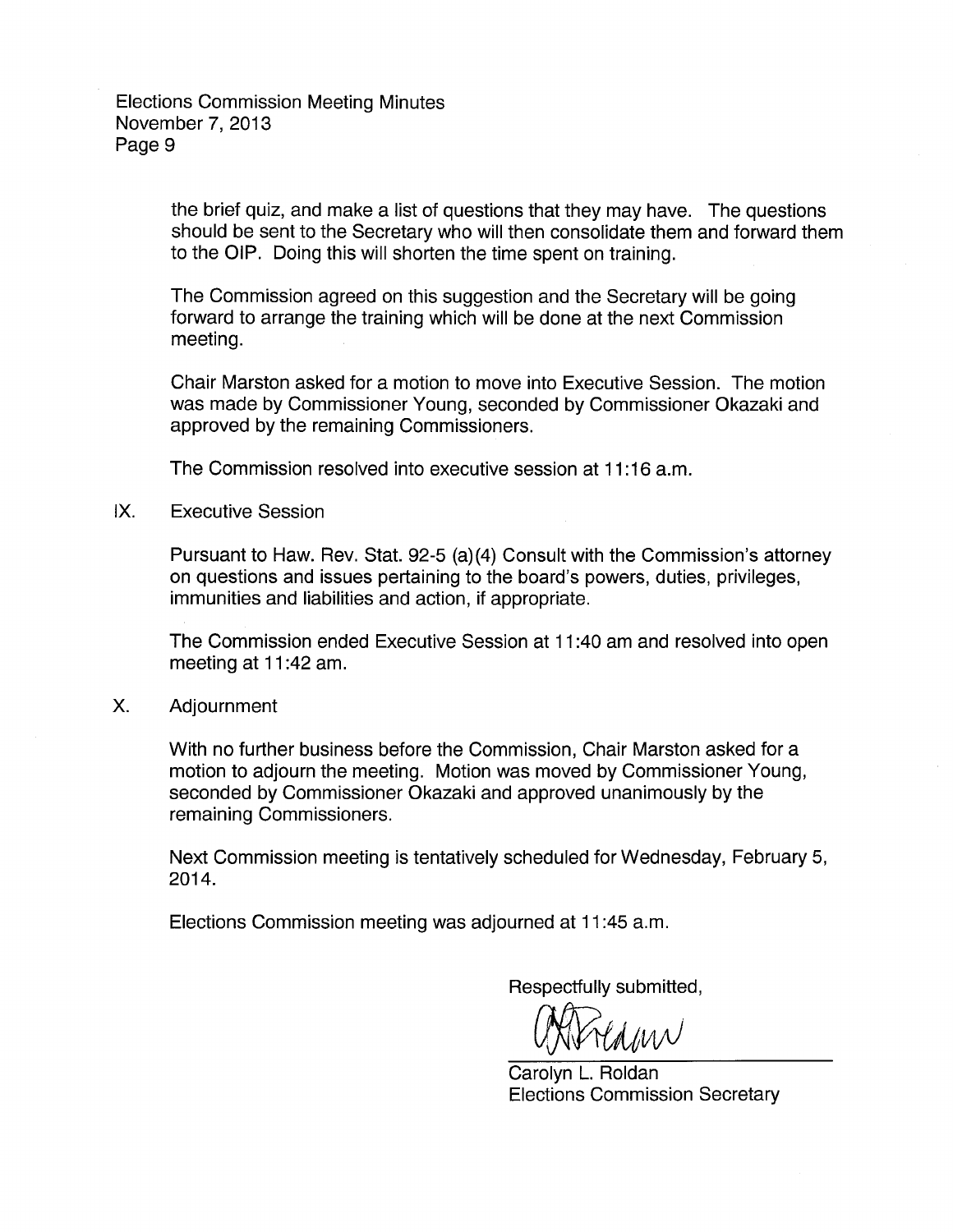the brief quiz, and make a list of questions that they may have. The questions should be sent to the Secretary who will then consolidate them and forward them to the OIP. Doing this will shorten the time spent on training.

The Commission agreed on this suggestion and the Secretary will be going forward to arrange the training which will be done at the next Commission meeting.

Chair Marston asked for a motion to move into Executive Session. The motion was made by Commissioner Young, seconded by Commissioner Okazaki and approved by the remaining Commissioners.

The Commission resolved into executive session at 11:16 a.m.

IX. Executive Session

Pursuant to Haw. Rev. Stat. 92-5 (a)(4) Consult with the Commission's attorney on questions and issues pertaining to the board's powers, duties, privileges, immunities and liabilities and action, if appropriate.

The Commission ended Executive Session at 11:40 am and resolved into open meeting at 11:42 am.

X. Adjournment

With no further business before the Commission, Chair Marston asked for a motion to adjourn the meeting. Motion was moved by Commissioner Young, seconded by Commissioner Okazaki and approved unanimously by the remaining Commissioners.

Next Commission meeting is tentatively scheduled for Wednesday, February 5, 2014.

Elections Commission meeting was adjourned at 11:45 a.m.

Respectfully submitted,

Carolyn L. Roldan
Elections Commission Secretary